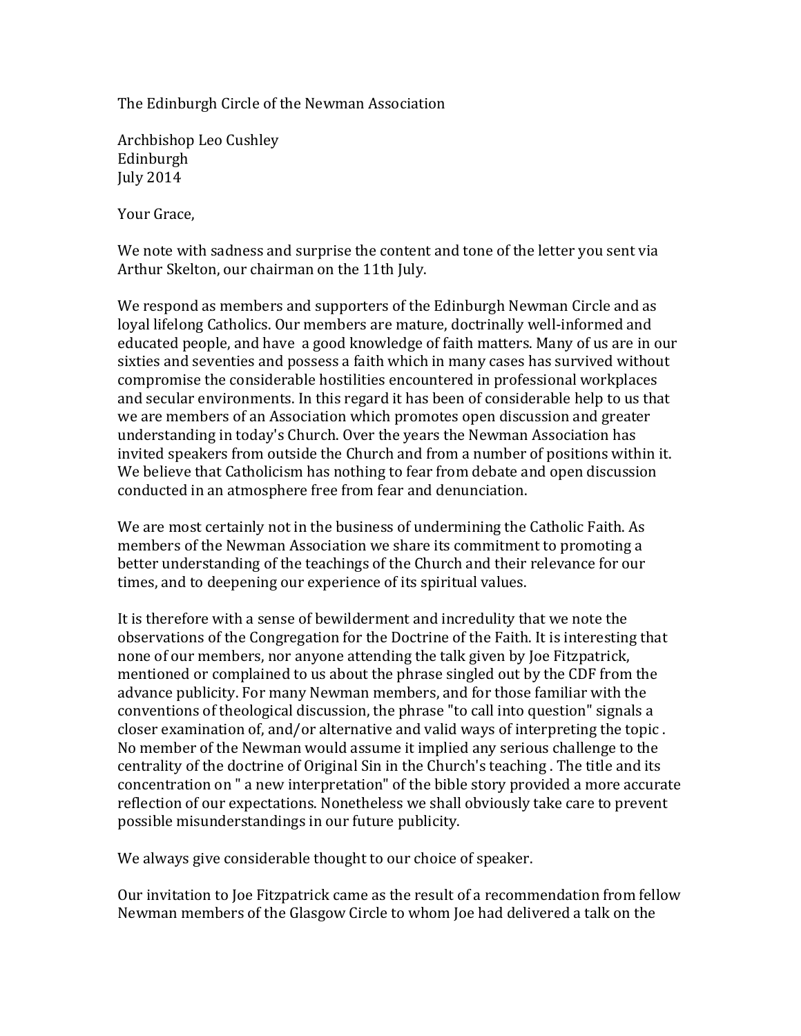The Edinburgh Circle of the Newman Association

Archbishop Leo Cushley
Edinburgh
July 2014

Your Grace,

We note with sadness and surprise the content and tone of the letter you sent via Arthur Skelton, our chairman on the 11th July.

We respond as members and supporters of the Edinburgh Newman Circle and as loyal lifelong Catholics. Our members are mature, doctrinally well-informed and educated people, and have a good knowledge of faith matters. Many of us are in our sixties and seventies and possess a faith which in many cases has survived without compromise the considerable hostilities encountered in professional workplaces and secular environments. In this regard it has been of considerable help to us that we are members of an Association which promotes open discussion and greater understanding in today's Church. Over the years the Newman Association has invited speakers from outside the Church and from a number of positions within it. We believe that Catholicism has nothing to fear from debate and open discussion conducted in an atmosphere free from fear and denunciation.

We are most certainly not in the business of undermining the Catholic Faith. As members of the Newman Association we share its commitment to promoting a better understanding of the teachings of the Church and their relevance for our times, and to deepening our experience of its spiritual values.

It is therefore with a sense of bewilderment and incredulity that we note the observations of the Congregation for the Doctrine of the Faith. It is interesting that none of our members, nor anyone attending the talk given by Joe Fitzpatrick, mentioned or complained to us about the phrase singled out by the CDF from the advance publicity. For many Newman members, and for those familiar with the conventions of theological discussion, the phrase "to call into question" signals a closer examination of, and/or alternative and valid ways of interpreting the topic . No member of the Newman would assume it implied any serious challenge to the centrality of the doctrine of Original Sin in the Church's teaching . The title and its concentration on " a new interpretation" of the bible story provided a more accurate reflection of our expectations. Nonetheless we shall obviously take care to prevent possible misunderstandings in our future publicity.

We always give considerable thought to our choice of speaker.

Our invitation to Joe Fitzpatrick came as the result of a recommendation from fellow Newman members of the Glasgow Circle to whom Joe had delivered a talk on the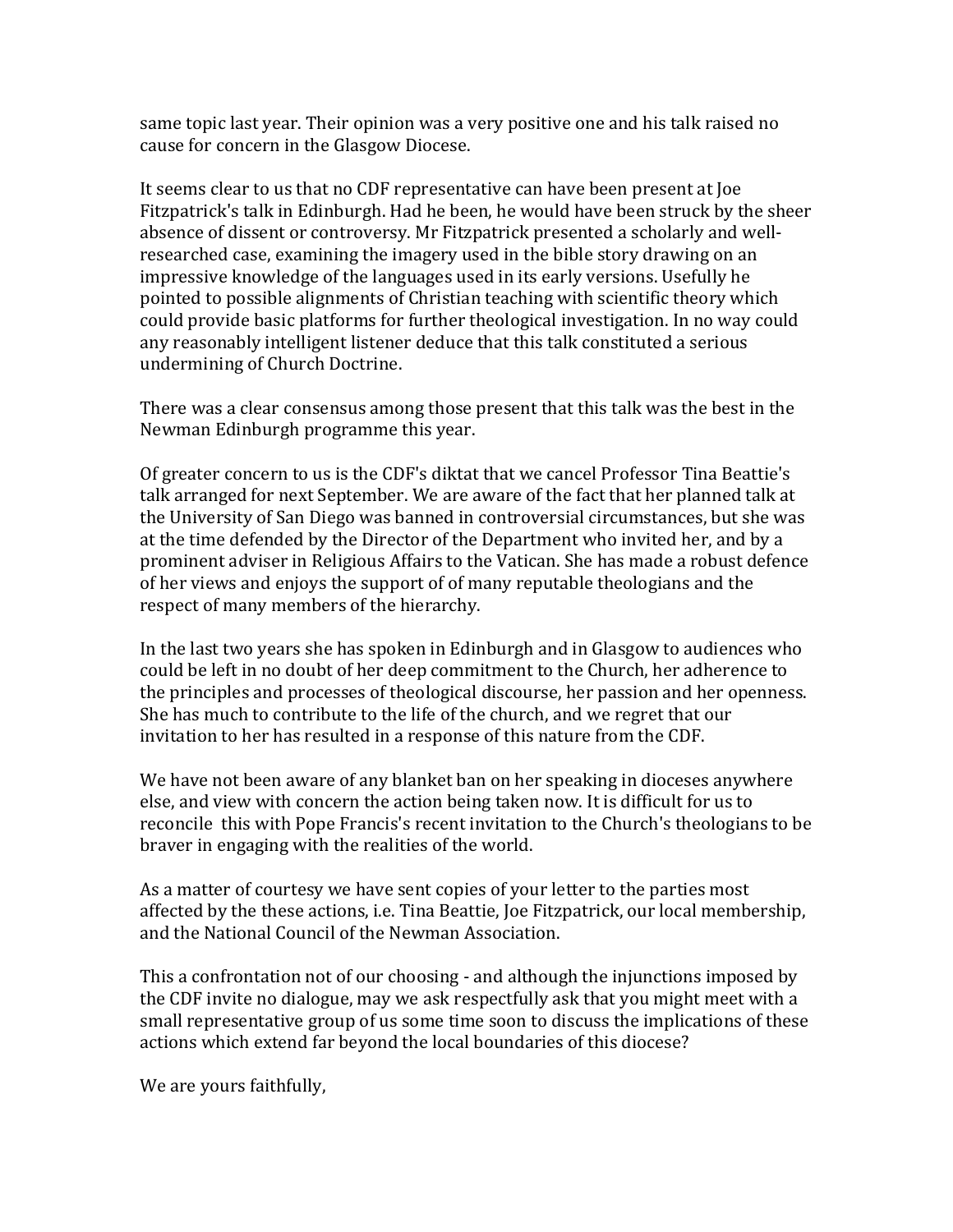same topic last year. Their opinion was a very positive one and his talk raised no cause for concern in the Glasgow Diocese.

It seems clear to us that no CDF representative can have been present at Joe Fitzpatrick's talk in Edinburgh. Had he been, he would have been struck by the sheer absence of dissent or controversy. Mr Fitzpatrick presented a scholarly and well-researched case, examining the imagery used in the bible story drawing on an impressive knowledge of the languages used in its early versions. Usefully he pointed to possible alignments of Christian teaching with scientific theory which could provide basic platforms for further theological investigation. In no way could any reasonably intelligent listener deduce that this talk constituted a serious undermining of Church Doctrine.

There was a clear consensus among those present that this talk was the best in the Newman Edinburgh programme this year.

Of greater concern to us is the CDF's diktat that we cancel Professor Tina Beattie's talk arranged for next September. We are aware of the fact that her planned talk at the University of San Diego was banned in controversial circumstances, but she was at the time defended by the Director of the Department who invited her, and by a prominent adviser in Religious Affairs to the Vatican. She has made a robust defence of her views and enjoys the support of of many reputable theologians and the respect of many members of the hierarchy.

In the last two years she has spoken in Edinburgh and in Glasgow to audiences who could be left in no doubt of her deep commitment to the Church, her adherence to the principles and processes of theological discourse, her passion and her openness. She has much to contribute to the life of the church, and we regret that our invitation to her has resulted in a response of this nature from the CDF.

We have not been aware of any blanket ban on her speaking in dioceses anywhere else, and view with concern the action being taken now. It is difficult for us to reconcile this with Pope Francis's recent invitation to the Church's theologians to be braver in engaging with the realities of the world.

As a matter of courtesy we have sent copies of your letter to the parties most affected by the these actions, i.e. Tina Beattie, Joe Fitzpatrick, our local membership, and the National Council of the Newman Association.

This a confrontation not of our choosing - and although the injunctions imposed by the CDF invite no dialogue, may we ask respectfully ask that you might meet with a small representative group of us some time soon to discuss the implications of these actions which extend far beyond the local boundaries of this diocese?

We are yours faithfully,